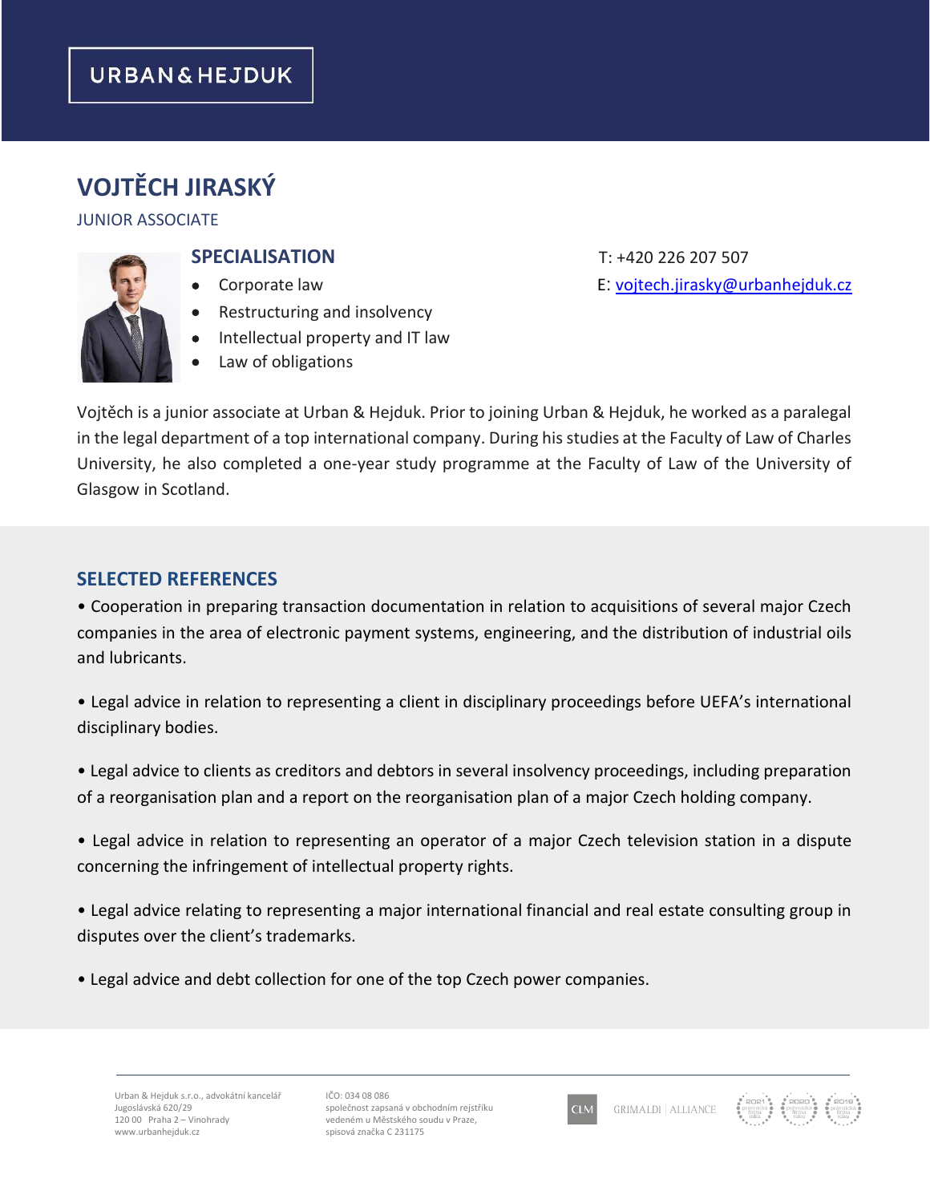URBAN & HEJDUK

# VOJTĚCH JIRASKÝ

JUNIOR ASSOCIATE

## SPECIALISATION

- Corporate law
- Restructuring and insolvency
- Intellectual property and IT law
- Law of obligations

T: +420 226 207 507

E: vojtech.jirasky@urbanhejduk.cz

Vojtěch is a junior associate at Urban & Hejduk. Prior to joining Urban & Hejduk, he worked as a paralegal in the legal department of a top international company. During his studies at the Faculty of Law of Charles University, he also completed a one-year study programme at the Faculty of Law of the University of Glasgow in Scotland.

## SELECTED REFERENCES

- Cooperation in preparing transaction documentation in relation to acquisitions of several major Czech companies in the area of electronic payment systems, engineering, and the distribution of industrial oils and lubricants.
- Legal advice in relation to representing a client in disciplinary proceedings before UEFA's international disciplinary bodies.
- Legal advice to clients as creditors and debtors in several insolvency proceedings, including preparation of a reorganisation plan and a report on the reorganisation plan of a major Czech holding company.
- Legal advice in relation to representing an operator of a major Czech television station in a dispute concerning the infringement of intellectual property rights.
- Legal advice relating to representing a major international financial and real estate consulting group in disputes over the client's trademarks.
- Legal advice and debt collection for one of the top Czech power companies.

Urban & Hejduk s.r.o., advokátní kancelář
Jugoslávská 620/29
120 00 Praha 2 – Vinohrady
www.urbanhejduk.cz

IČO: 034 08 086
společnost zapsaná v obchodním rejstříku vedeném u Městského soudu v Praze, spisová značka C 231175

CLM GRIMALDI | ALLIANCE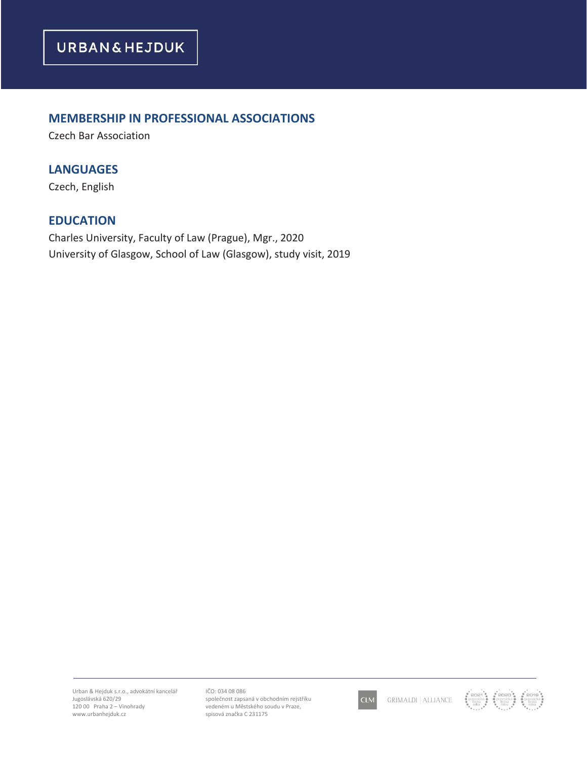## MEMBERSHIP IN PROFESSIONAL ASSOCIATIONS

Czech Bar Association

## LANGUAGES

Czech, English

## EDUCATION

Charles University, Faculty of Law (Prague), Mgr., 2020

University of Glasgow, School of Law (Glasgow), study visit, 2019